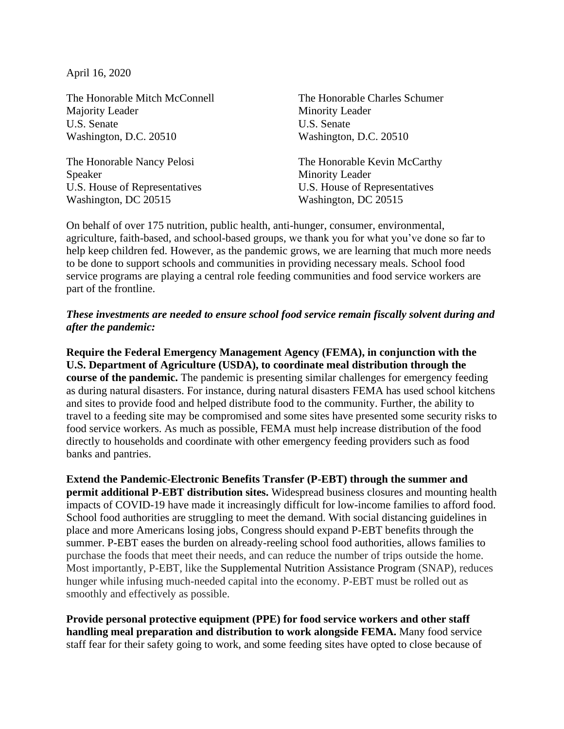April 16, 2020

The Honorable Mitch McConnell
Majority Leader
U.S. Senate
Washington, D.C. 20510

The Honorable Charles Schumer
Minority Leader
U.S. Senate
Washington, D.C. 20510

The Honorable Nancy Pelosi
Speaker
U.S. House of Representatives
Washington, DC 20515

The Honorable Kevin McCarthy
Minority Leader
U.S. House of Representatives
Washington, DC 20515

On behalf of over 175 nutrition, public health, anti-hunger, consumer, environmental, agriculture, faith-based, and school-based groups, we thank you for what you've done so far to help keep children fed. However, as the pandemic grows, we are learning that much more needs to be done to support schools and communities in providing necessary meals. School food service programs are playing a central role feeding communities and food service workers are part of the frontline.

***These investments are needed to ensure school food service remain fiscally solvent during and after the pandemic:***

**Require the Federal Emergency Management Agency (FEMA), in conjunction with the U.S. Department of Agriculture (USDA), to coordinate meal distribution through the course of the pandemic.** The pandemic is presenting similar challenges for emergency feeding as during natural disasters. For instance, during natural disasters FEMA has used school kitchens and sites to provide food and helped distribute food to the community. Further, the ability to travel to a feeding site may be compromised and some sites have presented some security risks to food service workers. As much as possible, FEMA must help increase distribution of the food directly to households and coordinate with other emergency feeding providers such as food banks and pantries.

**Extend the Pandemic-Electronic Benefits Transfer (P-EBT) through the summer and permit additional P-EBT distribution sites.** Widespread business closures and mounting health impacts of COVID-19 have made it increasingly difficult for low-income families to afford food. School food authorities are struggling to meet the demand. With social distancing guidelines in place and more Americans losing jobs, Congress should expand P-EBT benefits through the summer. P-EBT eases the burden on already-reeling school food authorities, allows families to purchase the foods that meet their needs, and can reduce the number of trips outside the home. Most importantly, P-EBT, like the Supplemental Nutrition Assistance Program (SNAP), reduces hunger while infusing much-needed capital into the economy. P-EBT must be rolled out as smoothly and effectively as possible.

**Provide personal protective equipment (PPE) for food service workers and other staff handling meal preparation and distribution to work alongside FEMA.** Many food service staff fear for their safety going to work, and some feeding sites have opted to close because of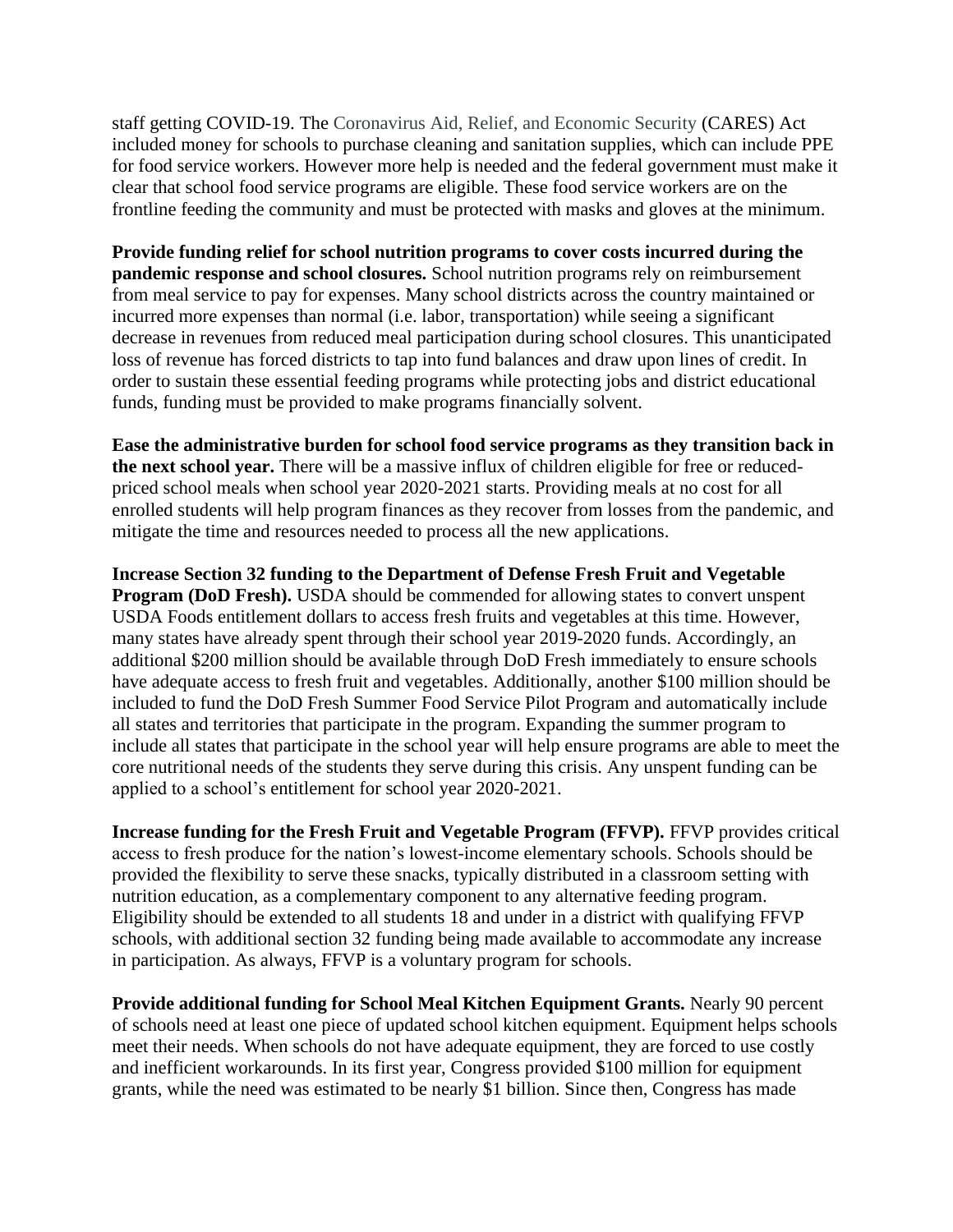staff getting COVID-19. The Coronavirus Aid, Relief, and Economic Security (CARES) Act included money for schools to purchase cleaning and sanitation supplies, which can include PPE for food service workers. However more help is needed and the federal government must make it clear that school food service programs are eligible. These food service workers are on the frontline feeding the community and must be protected with masks and gloves at the minimum.

**Provide funding relief for school nutrition programs to cover costs incurred during the pandemic response and school closures.** School nutrition programs rely on reimbursement from meal service to pay for expenses. Many school districts across the country maintained or incurred more expenses than normal (i.e. labor, transportation) while seeing a significant decrease in revenues from reduced meal participation during school closures. This unanticipated loss of revenue has forced districts to tap into fund balances and draw upon lines of credit. In order to sustain these essential feeding programs while protecting jobs and district educational funds, funding must be provided to make programs financially solvent.

**Ease the administrative burden for school food service programs as they transition back in the next school year.** There will be a massive influx of children eligible for free or reduced-priced school meals when school year 2020-2021 starts. Providing meals at no cost for all enrolled students will help program finances as they recover from losses from the pandemic, and mitigate the time and resources needed to process all the new applications.

**Increase Section 32 funding to the Department of Defense Fresh Fruit and Vegetable Program (DoD Fresh).** USDA should be commended for allowing states to convert unspent USDA Foods entitlement dollars to access fresh fruits and vegetables at this time. However, many states have already spent through their school year 2019-2020 funds. Accordingly, an additional $200 million should be available through DoD Fresh immediately to ensure schools have adequate access to fresh fruit and vegetables. Additionally, another $100 million should be included to fund the DoD Fresh Summer Food Service Pilot Program and automatically include all states and territories that participate in the program. Expanding the summer program to include all states that participate in the school year will help ensure programs are able to meet the core nutritional needs of the students they serve during this crisis. Any unspent funding can be applied to a school's entitlement for school year 2020-2021.

**Increase funding for the Fresh Fruit and Vegetable Program (FFVP).** FFVP provides critical access to fresh produce for the nation's lowest-income elementary schools. Schools should be provided the flexibility to serve these snacks, typically distributed in a classroom setting with nutrition education, as a complementary component to any alternative feeding program. Eligibility should be extended to all students 18 and under in a district with qualifying FFVP schools, with additional section 32 funding being made available to accommodate any increase in participation. As always, FFVP is a voluntary program for schools.

**Provide additional funding for School Meal Kitchen Equipment Grants.** Nearly 90 percent of schools need at least one piece of updated school kitchen equipment. Equipment helps schools meet their needs. When schools do not have adequate equipment, they are forced to use costly and inefficient workarounds. In its first year, Congress provided $100 million for equipment grants, while the need was estimated to be nearly $1 billion. Since then, Congress has made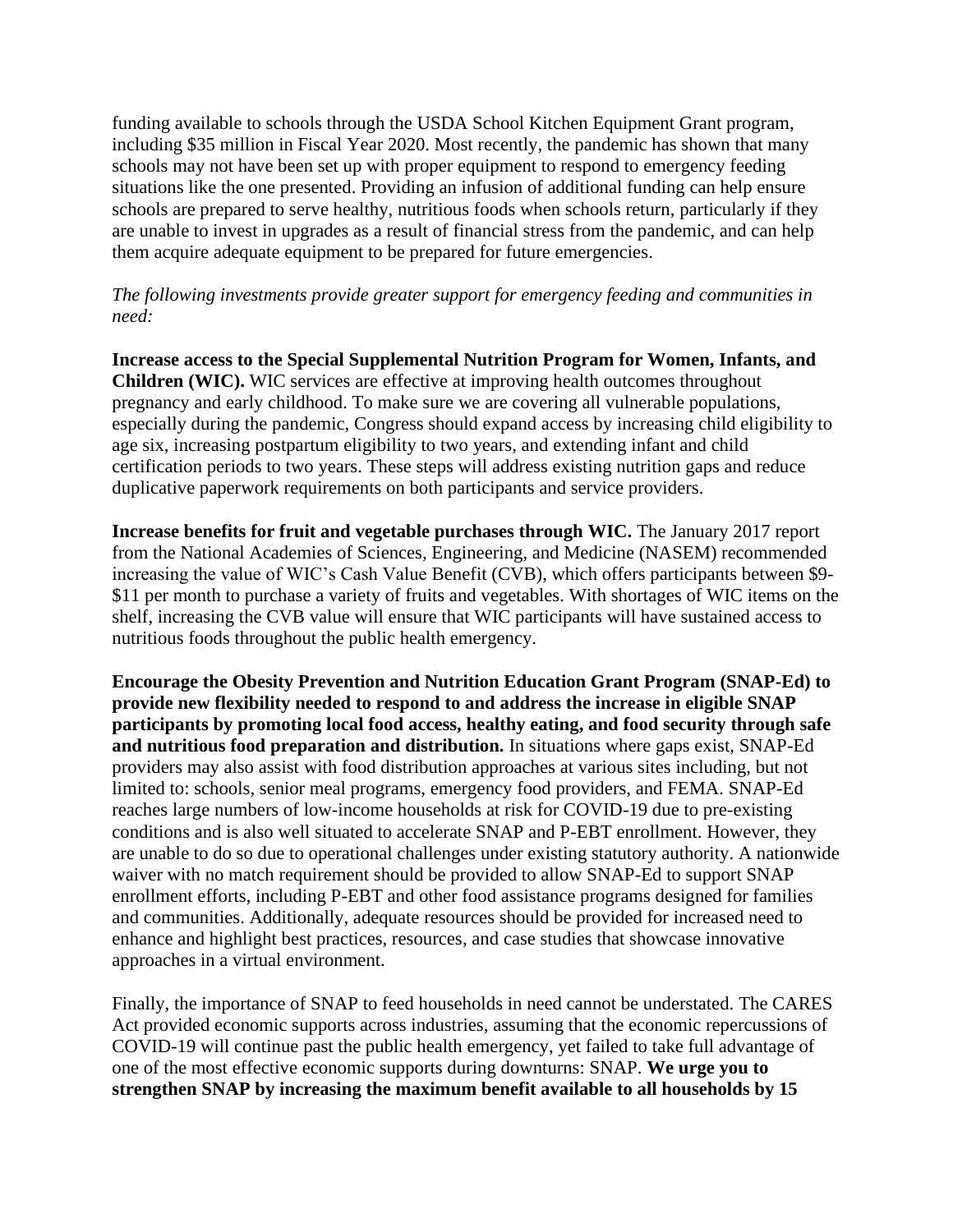funding available to schools through the USDA School Kitchen Equipment Grant program, including $35 million in Fiscal Year 2020. Most recently, the pandemic has shown that many schools may not have been set up with proper equipment to respond to emergency feeding situations like the one presented. Providing an infusion of additional funding can help ensure schools are prepared to serve healthy, nutritious foods when schools return, particularly if they are unable to invest in upgrades as a result of financial stress from the pandemic, and can help them acquire adequate equipment to be prepared for future emergencies.

*The following investments provide greater support for emergency feeding and communities in need:*

**Increase access to the Special Supplemental Nutrition Program for Women, Infants, and Children (WIC).** WIC services are effective at improving health outcomes throughout pregnancy and early childhood. To make sure we are covering all vulnerable populations, especially during the pandemic, Congress should expand access by increasing child eligibility to age six, increasing postpartum eligibility to two years, and extending infant and child certification periods to two years. These steps will address existing nutrition gaps and reduce duplicative paperwork requirements on both participants and service providers.

**Increase benefits for fruit and vegetable purchases through WIC.** The January 2017 report from the National Academies of Sciences, Engineering, and Medicine (NASEM) recommended increasing the value of WIC's Cash Value Benefit (CVB), which offers participants between $9-$11 per month to purchase a variety of fruits and vegetables. With shortages of WIC items on the shelf, increasing the CVB value will ensure that WIC participants will have sustained access to nutritious foods throughout the public health emergency.

**Encourage the Obesity Prevention and Nutrition Education Grant Program (SNAP-Ed) to provide new flexibility needed to respond to and address the increase in eligible SNAP participants by promoting local food access, healthy eating, and food security through safe and nutritious food preparation and distribution.** In situations where gaps exist, SNAP-Ed providers may also assist with food distribution approaches at various sites including, but not limited to: schools, senior meal programs, emergency food providers, and FEMA. SNAP-Ed reaches large numbers of low-income households at risk for COVID-19 due to pre-existing conditions and is also well situated to accelerate SNAP and P-EBT enrollment. However, they are unable to do so due to operational challenges under existing statutory authority. A nationwide waiver with no match requirement should be provided to allow SNAP-Ed to support SNAP enrollment efforts, including P-EBT and other food assistance programs designed for families and communities. Additionally, adequate resources should be provided for increased need to enhance and highlight best practices, resources, and case studies that showcase innovative approaches in a virtual environment.

Finally, the importance of SNAP to feed households in need cannot be understated. The CARES Act provided economic supports across industries, assuming that the economic repercussions of COVID-19 will continue past the public health emergency, yet failed to take full advantage of one of the most effective economic supports during downturns: SNAP. **We urge you to strengthen SNAP by increasing the maximum benefit available to all households by 15**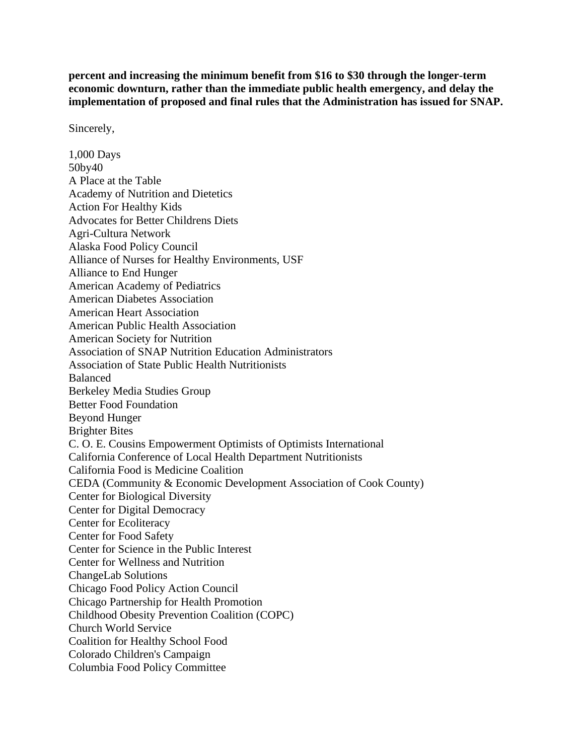**percent and increasing the minimum benefit from $16 to $30 through the longer-term economic downturn, rather than the immediate public health emergency, and delay the implementation of proposed and final rules that the Administration has issued for SNAP.**

Sincerely,

1,000 Days
50by40
A Place at the Table
Academy of Nutrition and Dietetics
Action For Healthy Kids
Advocates for Better Childrens Diets
Agri-Cultura Network
Alaska Food Policy Council
Alliance of Nurses for Healthy Environments, USF
Alliance to End Hunger
American Academy of Pediatrics
American Diabetes Association
American Heart Association
American Public Health Association
American Society for Nutrition
Association of SNAP Nutrition Education Administrators
Association of State Public Health Nutritionists
Balanced
Berkeley Media Studies Group
Better Food Foundation
Beyond Hunger
Brighter Bites
C. O. E. Cousins Empowerment Optimists of Optimists International
California Conference of Local Health Department Nutritionists
California Food is Medicine Coalition
CEDA (Community & Economic Development Association of Cook County)
Center for Biological Diversity
Center for Digital Democracy
Center for Ecoliteracy
Center for Food Safety
Center for Science in the Public Interest
Center for Wellness and Nutrition
ChangeLab Solutions
Chicago Food Policy Action Council
Chicago Partnership for Health Promotion
Childhood Obesity Prevention Coalition (COPC)
Church World Service
Coalition for Healthy School Food
Colorado Children's Campaign
Columbia Food Policy Committee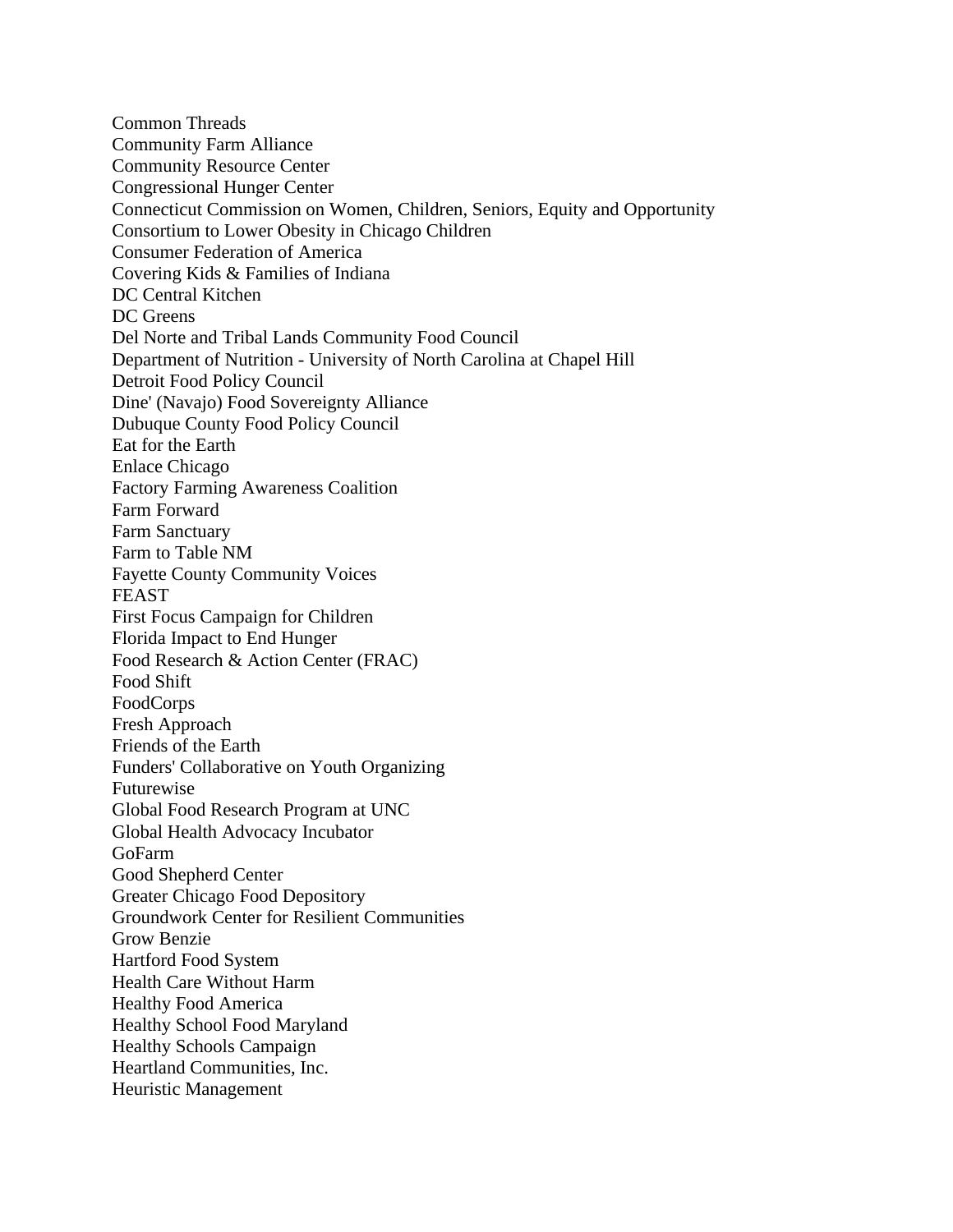Common Threads
Community Farm Alliance
Community Resource Center
Congressional Hunger Center
Connecticut Commission on Women, Children, Seniors, Equity and Opportunity
Consortium to Lower Obesity in Chicago Children
Consumer Federation of America
Covering Kids & Families of Indiana
DC Central Kitchen
DC Greens
Del Norte and Tribal Lands Community Food Council
Department of Nutrition - University of North Carolina at Chapel Hill
Detroit Food Policy Council
Dine' (Navajo) Food Sovereignty Alliance
Dubuque County Food Policy Council
Eat for the Earth
Enlace Chicago
Factory Farming Awareness Coalition
Farm Forward
Farm Sanctuary
Farm to Table NM
Fayette County Community Voices
FEAST
First Focus Campaign for Children
Florida Impact to End Hunger
Food Research & Action Center (FRAC)
Food Shift
FoodCorps
Fresh Approach
Friends of the Earth
Funders' Collaborative on Youth Organizing
Futurewise
Global Food Research Program at UNC
Global Health Advocacy Incubator
GoFarm
Good Shepherd Center
Greater Chicago Food Depository
Groundwork Center for Resilient Communities
Grow Benzie
Hartford Food System
Health Care Without Harm
Healthy Food America
Healthy School Food Maryland
Healthy Schools Campaign
Heartland Communities, Inc.
Heuristic Management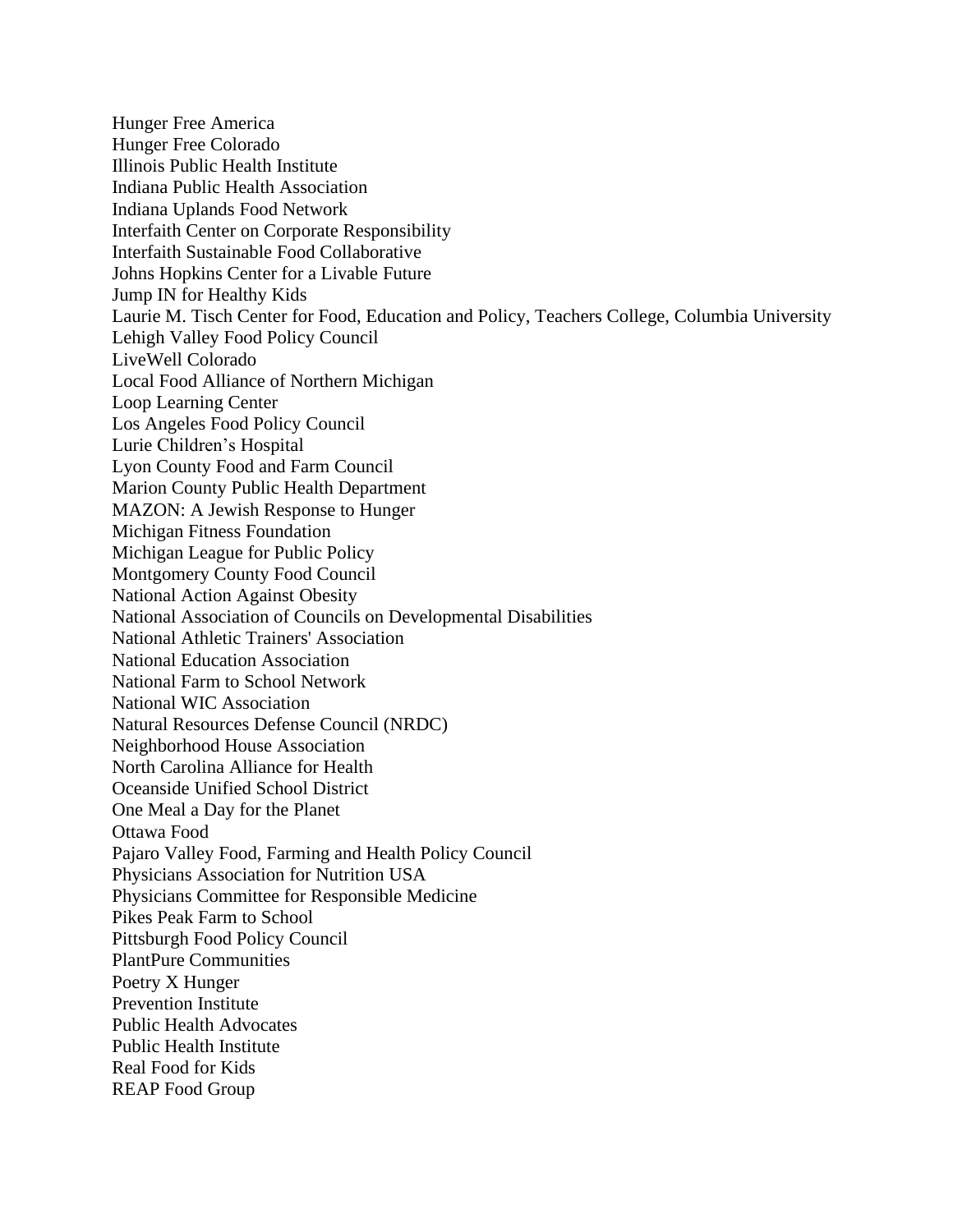Hunger Free America
Hunger Free Colorado
Illinois Public Health Institute
Indiana Public Health Association
Indiana Uplands Food Network
Interfaith Center on Corporate Responsibility
Interfaith Sustainable Food Collaborative
Johns Hopkins Center for a Livable Future
Jump IN for Healthy Kids
Laurie M. Tisch Center for Food, Education and Policy, Teachers College, Columbia University
Lehigh Valley Food Policy Council
LiveWell Colorado
Local Food Alliance of Northern Michigan
Loop Learning Center
Los Angeles Food Policy Council
Lurie Children's Hospital
Lyon County Food and Farm Council
Marion County Public Health Department
MAZON: A Jewish Response to Hunger
Michigan Fitness Foundation
Michigan League for Public Policy
Montgomery County Food Council
National Action Against Obesity
National Association of Councils on Developmental Disabilities
National Athletic Trainers' Association
National Education Association
National Farm to School Network
National WIC Association
Natural Resources Defense Council (NRDC)
Neighborhood House Association
North Carolina Alliance for Health
Oceanside Unified School District
One Meal a Day for the Planet
Ottawa Food
Pajaro Valley Food, Farming and Health Policy Council
Physicians Association for Nutrition USA
Physicians Committee for Responsible Medicine
Pikes Peak Farm to School
Pittsburgh Food Policy Council
PlantPure Communities
Poetry X Hunger
Prevention Institute
Public Health Advocates
Public Health Institute
Real Food for Kids
REAP Food Group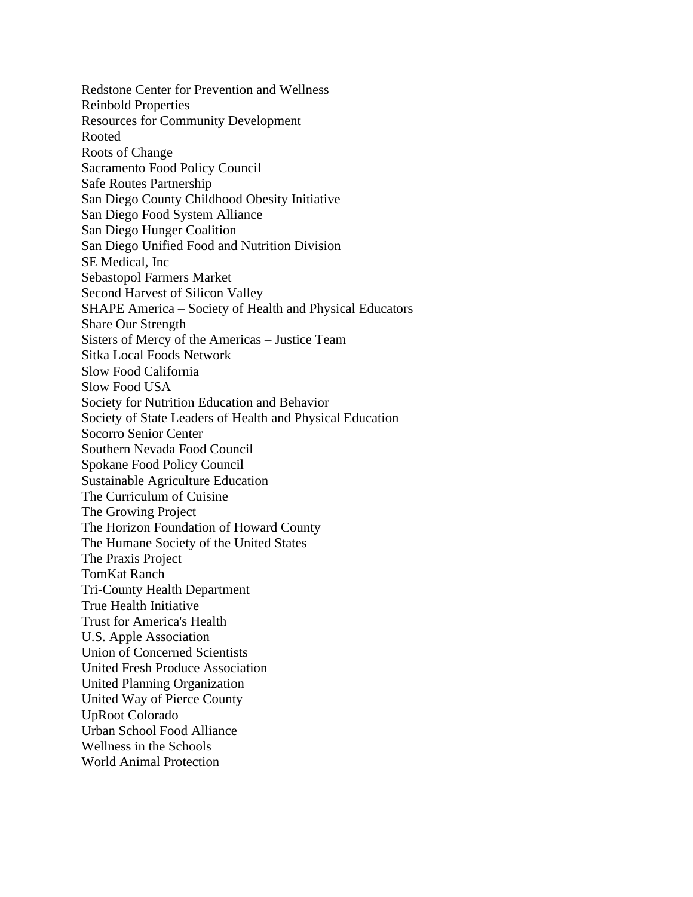Redstone Center for Prevention and Wellness
Reinbold Properties
Resources for Community Development
Rooted
Roots of Change
Sacramento Food Policy Council
Safe Routes Partnership
San Diego County Childhood Obesity Initiative
San Diego Food System Alliance
San Diego Hunger Coalition
San Diego Unified Food and Nutrition Division
SE Medical, Inc
Sebastopol Farmers Market
Second Harvest of Silicon Valley
SHAPE America – Society of Health and Physical Educators
Share Our Strength
Sisters of Mercy of the Americas – Justice Team
Sitka Local Foods Network
Slow Food California
Slow Food USA
Society for Nutrition Education and Behavior
Society of State Leaders of Health and Physical Education
Socorro Senior Center
Southern Nevada Food Council
Spokane Food Policy Council
Sustainable Agriculture Education
The Curriculum of Cuisine
The Growing Project
The Horizon Foundation of Howard County
The Humane Society of the United States
The Praxis Project
TomKat Ranch
Tri-County Health Department
True Health Initiative
Trust for America's Health
U.S. Apple Association
Union of Concerned Scientists
United Fresh Produce Association
United Planning Organization
United Way of Pierce County
UpRoot Colorado
Urban School Food Alliance
Wellness in the Schools
World Animal Protection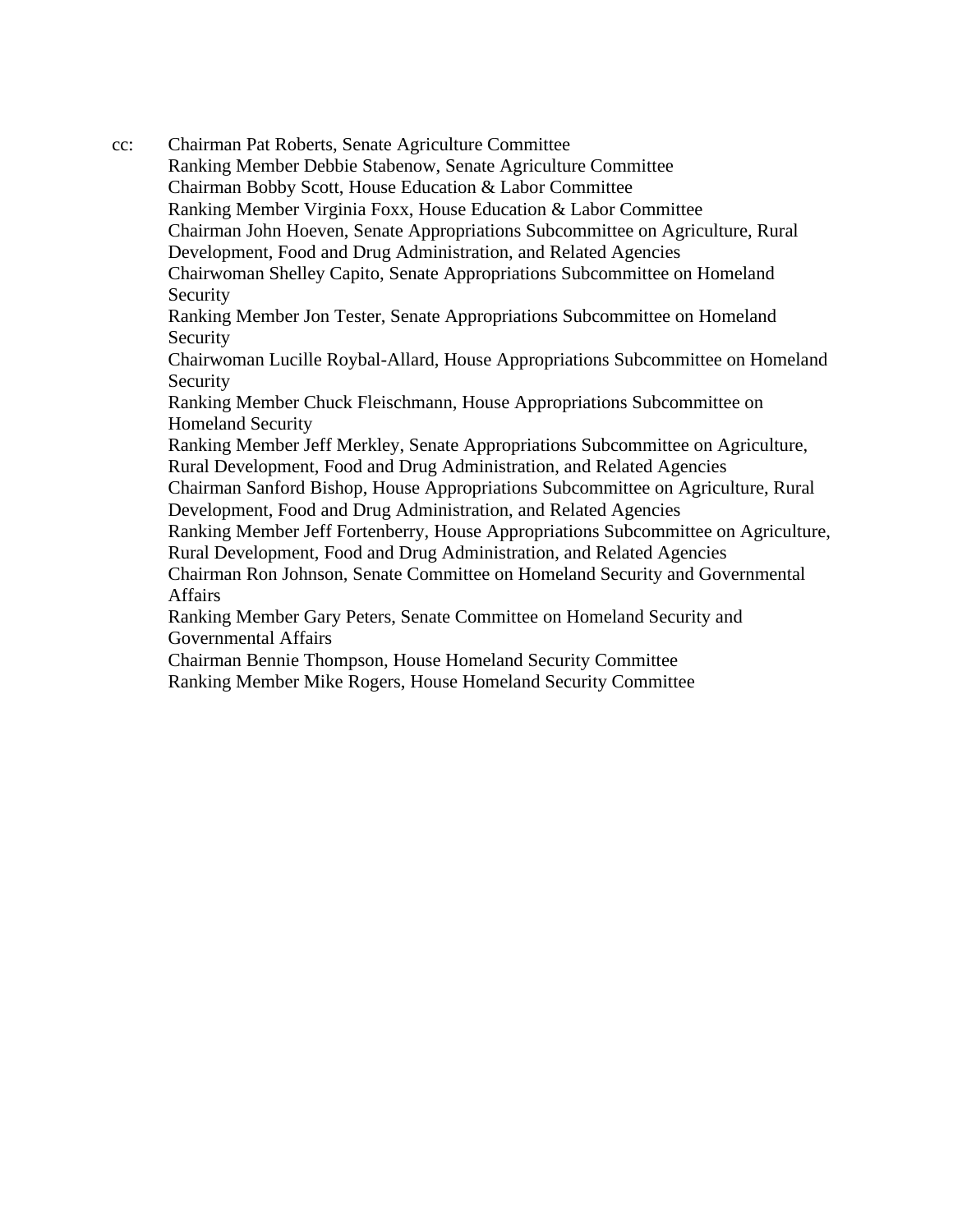cc: Chairman Pat Roberts, Senate Agriculture Committee
Ranking Member Debbie Stabenow, Senate Agriculture Committee
Chairman Bobby Scott, House Education & Labor Committee
Ranking Member Virginia Foxx, House Education & Labor Committee
Chairman John Hoeven, Senate Appropriations Subcommittee on Agriculture, Rural Development, Food and Drug Administration, and Related Agencies
Chairwoman Shelley Capito, Senate Appropriations Subcommittee on Homeland Security
Ranking Member Jon Tester, Senate Appropriations Subcommittee on Homeland Security
Chairwoman Lucille Roybal-Allard, House Appropriations Subcommittee on Homeland Security
Ranking Member Chuck Fleischmann, House Appropriations Subcommittee on Homeland Security
Ranking Member Jeff Merkley, Senate Appropriations Subcommittee on Agriculture, Rural Development, Food and Drug Administration, and Related Agencies
Chairman Sanford Bishop, House Appropriations Subcommittee on Agriculture, Rural Development, Food and Drug Administration, and Related Agencies
Ranking Member Jeff Fortenberry, House Appropriations Subcommittee on Agriculture, Rural Development, Food and Drug Administration, and Related Agencies
Chairman Ron Johnson, Senate Committee on Homeland Security and Governmental Affairs
Ranking Member Gary Peters, Senate Committee on Homeland Security and Governmental Affairs
Chairman Bennie Thompson, House Homeland Security Committee
Ranking Member Mike Rogers, House Homeland Security Committee